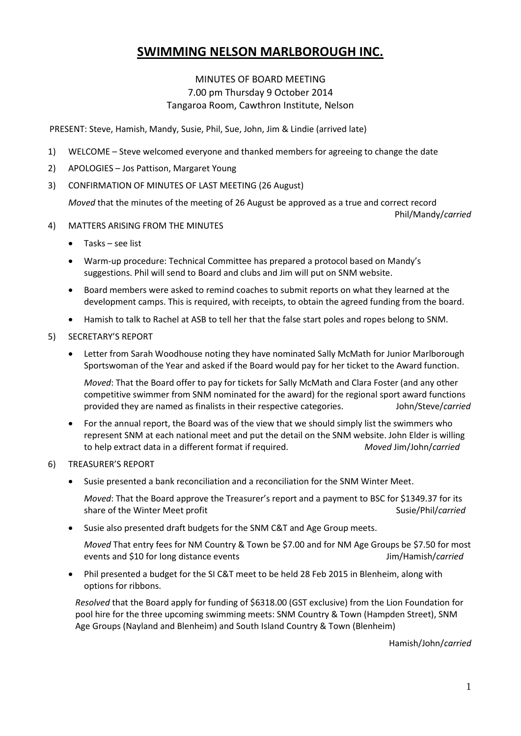# SWIMMING NELSON MARLBOROUGH INC.

MINUTES OF BOARD MEETING
7.00 pm Thursday 9 October 2014
Tangaroa Room, Cawthron Institute, Nelson

PRESENT: Steve, Hamish, Mandy, Susie, Phil, Sue, John, Jim & Lindie (arrived late)

1) WELCOME – Steve welcomed everyone and thanked members for agreeing to change the date

2) APOLOGIES – Jos Pattison, Margaret Young

3) CONFIRMATION OF MINUTES OF LAST MEETING (26 August)

   *Moved* that the minutes of the meeting of 26 August be approved as a true and correct record

   Phil/Mandy/*carried*

4) MATTERS ARISING FROM THE MINUTES

   - Tasks – see list
   - Warm-up procedure: Technical Committee has prepared a protocol based on Mandy's suggestions. Phil will send to Board and clubs and Jim will put on SNM website.
   - Board members were asked to remind coaches to submit reports on what they learned at the development camps. This is required, with receipts, to obtain the agreed funding from the board.
   - Hamish to talk to Rachel at ASB to tell her that the false start poles and ropes belong to SNM.

5) SECRETARY'S REPORT

   - Letter from Sarah Woodhouse noting they have nominated Sally McMath for Junior Marlborough Sportswoman of the Year and asked if the Board would pay for her ticket to the Award function.

     *Moved*: That the Board offer to pay for tickets for Sally McMath and Clara Foster (and any other competitive swimmer from SNM nominated for the award) for the regional sport award functions provided they are named as finalists in their respective categories. John/Steve/*carried*

   - For the annual report, the Board was of the view that we should simply list the swimmers who represent SNM at each national meet and put the detail on the SNM website. John Elder is willing to help extract data in a different format if required. *Moved* Jim/John/*carried*

6) TREASURER'S REPORT

   - Susie presented a bank reconciliation and a reconciliation for the SNM Winter Meet.

     *Moved*: That the Board approve the Treasurer's report and a payment to BSC for $1349.37 for its share of the Winter Meet profit Susie/Phil/*carried*

   - Susie also presented draft budgets for the SNM C&T and Age Group meets.

     *Moved* That entry fees for NM Country & Town be $7.00 and for NM Age Groups be $7.50 for most events and $10 for long distance events Jim/Hamish/*carried*

   - Phil presented a budget for the SI C&T meet to be held 28 Feb 2015 in Blenheim, along with options for ribbons.

   *Resolved* that the Board apply for funding of $6318.00 (GST exclusive) from the Lion Foundation for pool hire for the three upcoming swimming meets: SNM Country & Town (Hampden Street), SNM Age Groups (Nayland and Blenheim) and South Island Country & Town (Blenheim)

   Hamish/John/*carried*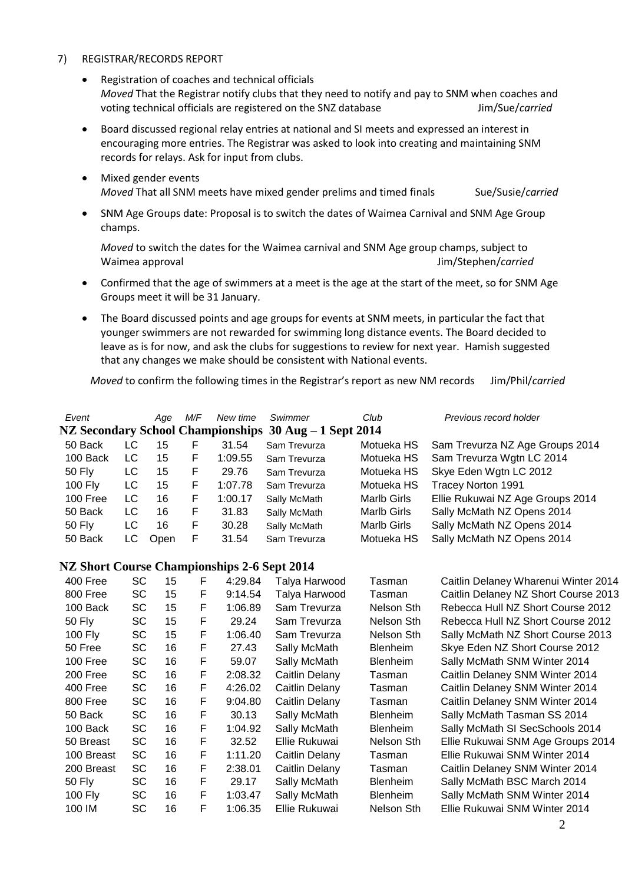7) REGISTRAR/RECORDS REPORT

- Registration of coaches and technical officials
  *Moved* That the Registrar notify clubs that they need to notify and pay to SNM when coaches and voting technical officials are registered on the SNZ database Jim/Sue/*carried*
- Board discussed regional relay entries at national and SI meets and expressed an interest in encouraging more entries. The Registrar was asked to look into creating and maintaining SNM records for relays. Ask for input from clubs.
- Mixed gender events
  *Moved* That all SNM meets have mixed gender prelims and timed finals Sue/Susie/*carried*
- SNM Age Groups date: Proposal is to switch the dates of Waimea Carnival and SNM Age Group champs.

  *Moved* to switch the dates for the Waimea carnival and SNM Age group champs, subject to Waimea approval Jim/Stephen/*carried*
- Confirmed that the age of swimmers at a meet is the age at the start of the meet, so for SNM Age Groups meet it will be 31 January.
- The Board discussed points and age groups for events at SNM meets, in particular the fact that younger swimmers are not rewarded for swimming long distance events. The Board decided to leave as is for now, and ask the clubs for suggestions to review for next year. Hamish suggested that any changes we make should be consistent with National events.

*Moved* to confirm the following times in the Registrar's report as new NM records Jim/Phil/*carried*

| Event | | Age | M/F | New time | Swimmer | Club | Previous record holder |
|---|---|---|---|---|---|---|---|
| **NZ Secondary School Championships 30 Aug – 1 Sept 2014** | | | | | | | |
| 50 Back | LC | 15 | F | 31.54 | Sam Trevurza | Motueka HS | Sam Trevurza NZ Age Groups 2014 |
| 100 Back | LC | 15 | F | 1:09.55 | Sam Trevurza | Motueka HS | Sam Trevurza Wgtn LC 2014 |
| 50 Fly | LC | 15 | F | 29.76 | Sam Trevurza | Motueka HS | Skye Eden Wgtn LC 2012 |
| 100 Fly | LC | 15 | F | 1:07.78 | Sam Trevurza | Motueka HS | Tracey Norton 1991 |
| 100 Free | LC | 16 | F | 1:00.17 | Sally McMath | Marlb Girls | Ellie Rukuwai NZ Age Groups 2014 |
| 50 Back | LC | 16 | F | 31.83 | Sally McMath | Marlb Girls | Sally McMath NZ Opens 2014 |
| 50 Fly | LC | 16 | F | 30.28 | Sally McMath | Marlb Girls | Sally McMath NZ Opens 2014 |
| 50 Back | LC | Open | F | 31.54 | Sam Trevurza | Motueka HS | Sally McMath NZ Opens 2014 |
| **NZ Short Course Championships 2-6 Sept 2014** | | | | | | | |
| 400 Free | SC | 15 | F | 4:29.84 | Talya Harwood | Tasman | Caitlin Delaney Wharenui Winter 2014 |
| 800 Free | SC | 15 | F | 9:14.54 | Talya Harwood | Tasman | Caitlin Delaney NZ Short Course 2013 |
| 100 Back | SC | 15 | F | 1:06.89 | Sam Trevurza | Nelson Sth | Rebecca Hull NZ Short Course 2012 |
| 50 Fly | SC | 15 | F | 29.24 | Sam Trevurza | Nelson Sth | Rebecca Hull NZ Short Course 2012 |
| 100 Fly | SC | 15 | F | 1:06.40 | Sam Trevurza | Nelson Sth | Sally McMath NZ Short Course 2013 |
| 50 Free | SC | 16 | F | 27.43 | Sally McMath | Blenheim | Skye Eden NZ Short Course 2012 |
| 100 Free | SC | 16 | F | 59.07 | Sally McMath | Blenheim | Sally McMath SNM Winter 2014 |
| 200 Free | SC | 16 | F | 2:08.32 | Caitlin Delany | Tasman | Caitlin Delaney SNM Winter 2014 |
| 400 Free | SC | 16 | F | 4:26.02 | Caitlin Delany | Tasman | Caitlin Delaney SNM Winter 2014 |
| 800 Free | SC | 16 | F | 9:04.80 | Caitlin Delany | Tasman | Caitlin Delaney SNM Winter 2014 |
| 50 Back | SC | 16 | F | 30.13 | Sally McMath | Blenheim | Sally McMath Tasman SS 2014 |
| 100 Back | SC | 16 | F | 1:04.92 | Sally McMath | Blenheim | Sally McMath SI SecSchools 2014 |
| 50 Breast | SC | 16 | F | 32.52 | Ellie Rukuwai | Nelson Sth | Ellie Rukuwai SNM Age Groups 2014 |
| 100 Breast | SC | 16 | F | 1:11.20 | Caitlin Delany | Tasman | Ellie Rukuwai SNM Winter 2014 |
| 200 Breast | SC | 16 | F | 2:38.01 | Caitlin Delany | Tasman | Caitlin Delaney SNM Winter 2014 |
| 50 Fly | SC | 16 | F | 29.17 | Sally McMath | Blenheim | Sally McMath BSC March 2014 |
| 100 Fly | SC | 16 | F | 1:03.47 | Sally McMath | Blenheim | Sally McMath SNM Winter 2014 |
| 100 IM | SC | 16 | F | 1:06.35 | Ellie Rukuwai | Nelson Sth | Ellie Rukuwai SNM Winter 2014 |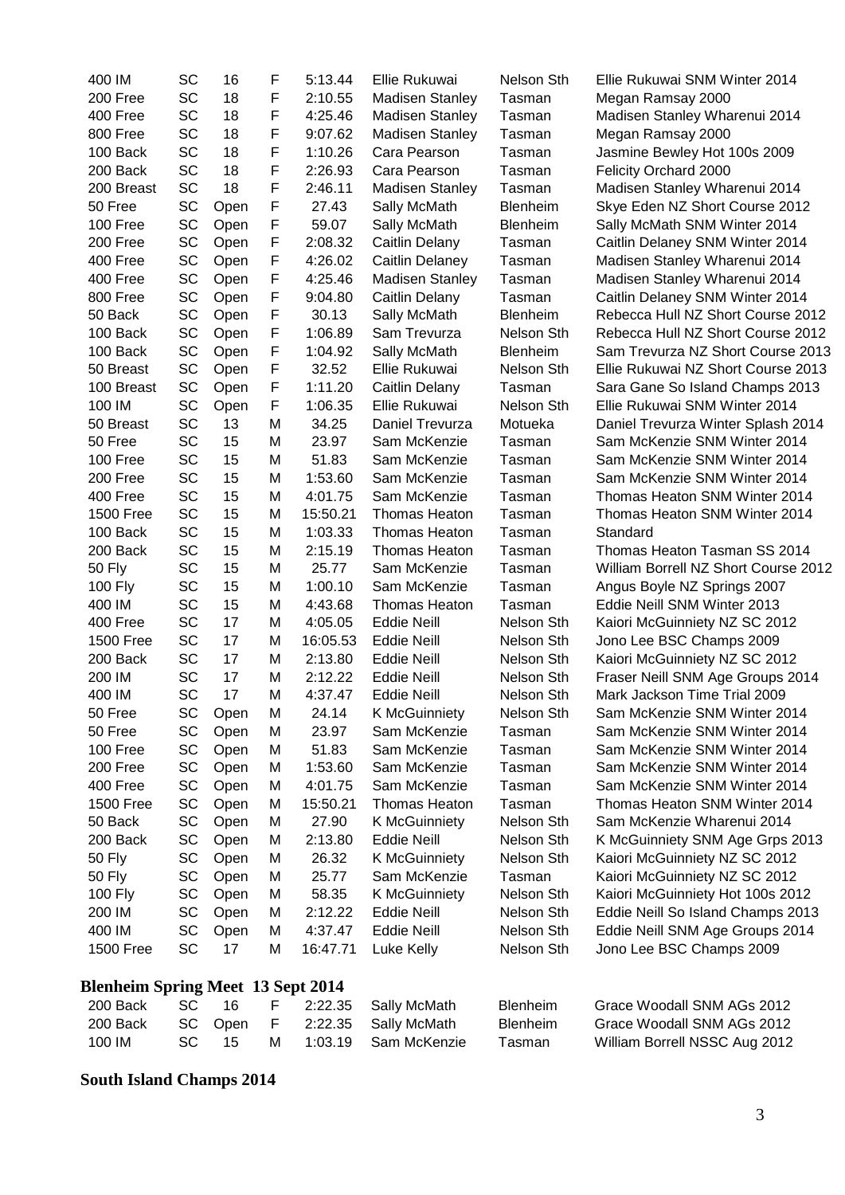| 400 IM | SC | 16 | F | 5:13.44 | Ellie Rukuwai | Nelson Sth | Ellie Rukuwai SNM Winter 2014 |
|---|---|---|---|---|---|---|---|
| 200 Free | SC | 18 | F | 2:10.55 | Madisen Stanley | Tasman | Megan Ramsay 2000 |
| 400 Free | SC | 18 | F | 4:25.46 | Madisen Stanley | Tasman | Madisen Stanley Wharenui 2014 |
| 800 Free | SC | 18 | F | 9:07.62 | Madisen Stanley | Tasman | Megan Ramsay 2000 |
| 100 Back | SC | 18 | F | 1:10.26 | Cara Pearson | Tasman | Jasmine Bewley Hot 100s 2009 |
| 200 Back | SC | 18 | F | 2:26.93 | Cara Pearson | Tasman | Felicity Orchard 2000 |
| 200 Breast | SC | 18 | F | 2:46.11 | Madisen Stanley | Tasman | Madisen Stanley Wharenui 2014 |
| 50 Free | SC | Open | F | 27.43 | Sally McMath | Blenheim | Skye Eden NZ Short Course 2012 |
| 100 Free | SC | Open | F | 59.07 | Sally McMath | Blenheim | Sally McMath SNM Winter 2014 |
| 200 Free | SC | Open | F | 2:08.32 | Caitlin Delany | Tasman | Caitlin Delaney SNM Winter 2014 |
| 400 Free | SC | Open | F | 4:26.02 | Caitlin Delaney | Tasman | Madisen Stanley Wharenui 2014 |
| 400 Free | SC | Open | F | 4:25.46 | Madisen Stanley | Tasman | Madisen Stanley Wharenui 2014 |
| 800 Free | SC | Open | F | 9:04.80 | Caitlin Delany | Tasman | Caitlin Delaney SNM Winter 2014 |
| 50 Back | SC | Open | F | 30.13 | Sally McMath | Blenheim | Rebecca Hull NZ Short Course 2012 |
| 100 Back | SC | Open | F | 1:06.89 | Sam Trevurza | Nelson Sth | Rebecca Hull NZ Short Course 2012 |
| 100 Back | SC | Open | F | 1:04.92 | Sally McMath | Blenheim | Sam Trevurza NZ Short Course 2013 |
| 50 Breast | SC | Open | F | 32.52 | Ellie Rukuwai | Nelson Sth | Ellie Rukuwai NZ Short Course 2013 |
| 100 Breast | SC | Open | F | 1:11.20 | Caitlin Delany | Tasman | Sara Gane So Island Champs 2013 |
| 100 IM | SC | Open | F | 1:06.35 | Ellie Rukuwai | Nelson Sth | Ellie Rukuwai SNM Winter 2014 |
| 50 Breast | SC | 13 | M | 34.25 | Daniel Trevurza | Motueka | Daniel Trevurza Winter Splash 2014 |
| 50 Free | SC | 15 | M | 23.97 | Sam McKenzie | Tasman | Sam McKenzie SNM Winter 2014 |
| 100 Free | SC | 15 | M | 51.83 | Sam McKenzie | Tasman | Sam McKenzie SNM Winter 2014 |
| 200 Free | SC | 15 | M | 1:53.60 | Sam McKenzie | Tasman | Sam McKenzie SNM Winter 2014 |
| 400 Free | SC | 15 | M | 4:01.75 | Sam McKenzie | Tasman | Thomas Heaton SNM Winter 2014 |
| 1500 Free | SC | 15 | M | 15:50.21 | Thomas Heaton | Tasman | Thomas Heaton SNM Winter 2014 |
| 100 Back | SC | 15 | M | 1:03.33 | Thomas Heaton | Tasman | Standard |
| 200 Back | SC | 15 | M | 2:15.19 | Thomas Heaton | Tasman | Thomas Heaton Tasman SS 2014 |
| 50 Fly | SC | 15 | M | 25.77 | Sam McKenzie | Tasman | William Borrell NZ Short Course 2012 |
| 100 Fly | SC | 15 | M | 1:00.10 | Sam McKenzie | Tasman | Angus Boyle NZ Springs 2007 |
| 400 IM | SC | 15 | M | 4:43.68 | Thomas Heaton | Tasman | Eddie Neill SNM Winter 2013 |
| 400 Free | SC | 17 | M | 4:05.05 | Eddie Neill | Nelson Sth | Kaiori McGuinniety NZ SC 2012 |
| 1500 Free | SC | 17 | M | 16:05.53 | Eddie Neill | Nelson Sth | Jono Lee BSC Champs 2009 |
| 200 Back | SC | 17 | M | 2:13.80 | Eddie Neill | Nelson Sth | Kaiori McGuinniety NZ SC 2012 |
| 200 IM | SC | 17 | M | 2:12.22 | Eddie Neill | Nelson Sth | Fraser Neill SNM Age Groups 2014 |
| 400 IM | SC | 17 | M | 4:37.47 | Eddie Neill | Nelson Sth | Mark Jackson Time Trial 2009 |
| 50 Free | SC | Open | M | 24.14 | K McGuinniety | Nelson Sth | Sam McKenzie SNM Winter 2014 |
| 50 Free | SC | Open | M | 23.97 | Sam McKenzie | Tasman | Sam McKenzie SNM Winter 2014 |
| 100 Free | SC | Open | M | 51.83 | Sam McKenzie | Tasman | Sam McKenzie SNM Winter 2014 |
| 200 Free | SC | Open | M | 1:53.60 | Sam McKenzie | Tasman | Sam McKenzie SNM Winter 2014 |
| 400 Free | SC | Open | M | 4:01.75 | Sam McKenzie | Tasman | Sam McKenzie SNM Winter 2014 |
| 1500 Free | SC | Open | M | 15:50.21 | Thomas Heaton | Tasman | Thomas Heaton SNM Winter 2014 |
| 50 Back | SC | Open | M | 27.90 | K McGuinniety | Nelson Sth | Sam McKenzie Wharenui 2014 |
| 200 Back | SC | Open | M | 2:13.80 | Eddie Neill | Nelson Sth | K McGuinniety SNM Age Grps 2013 |
| 50 Fly | SC | Open | M | 26.32 | K McGuinniety | Nelson Sth | Kaiori McGuinniety NZ SC 2012 |
| 50 Fly | SC | Open | M | 25.77 | Sam McKenzie | Tasman | Kaiori McGuinniety NZ SC 2012 |
| 100 Fly | SC | Open | M | 58.35 | K McGuinniety | Nelson Sth | Kaiori McGuinniety Hot 100s 2012 |
| 200 IM | SC | Open | M | 2:12.22 | Eddie Neill | Nelson Sth | Eddie Neill So Island Champs 2013 |
| 400 IM | SC | Open | M | 4:37.47 | Eddie Neill | Nelson Sth | Eddie Neill SNM Age Groups 2014 |
| 1500 Free | SC | 17 | M | 16:47.71 | Luke Kelly | Nelson Sth | Jono Lee BSC Champs 2009 |

**Blenheim Spring Meet 13 Sept 2014**

| 200 Back | SC | 16 | F | 2:22.35 | Sally McMath | Blenheim | Grace Woodall SNM AGs 2012 |
|---|---|---|---|---|---|---|---|
| 200 Back | SC | Open | F | 2:22.35 | Sally McMath | Blenheim | Grace Woodall SNM AGs 2012 |
| 100 IM | SC | 15 | M | 1:03.19 | Sam McKenzie | Tasman | William Borrell NSSC Aug 2012 |

**South Island Champs 2014**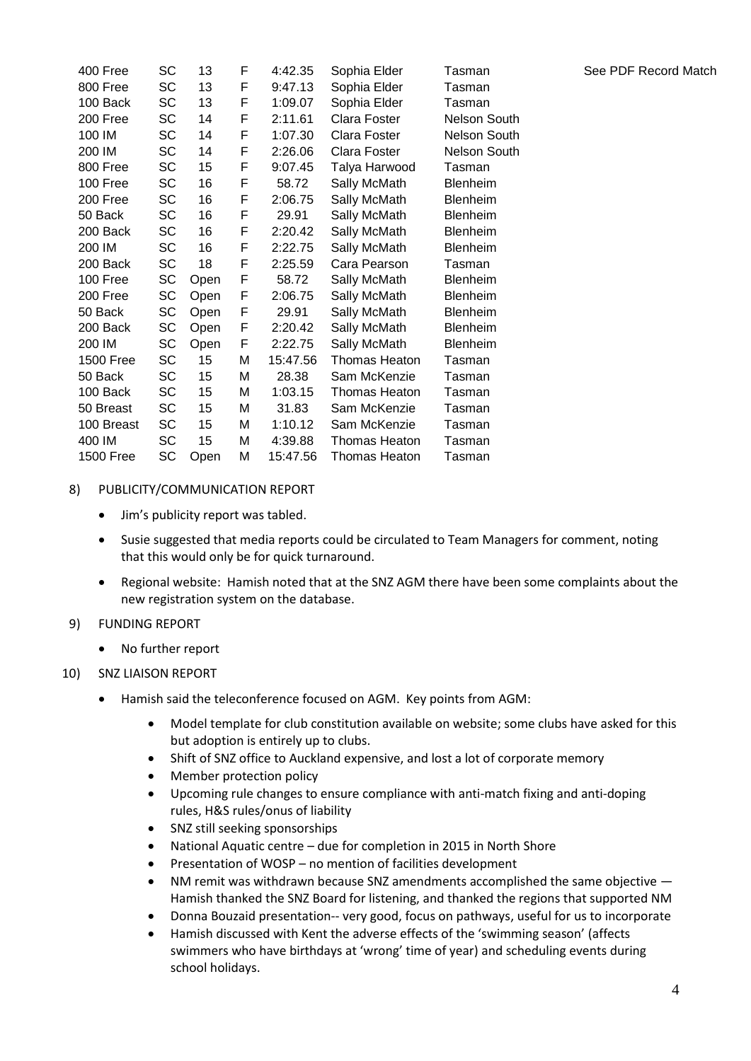| | | | | | | | |
|---|---|---|---|---|---|---|---|
| 400 Free | SC | 13 | F | 4:42.35 | Sophia Elder | Tasman | See PDF Record Match |
| 800 Free | SC | 13 | F | 9:47.13 | Sophia Elder | Tasman | |
| 100 Back | SC | 13 | F | 1:09.07 | Sophia Elder | Tasman | |
| 200 Free | SC | 14 | F | 2:11.61 | Clara Foster | Nelson South | |
| 100 IM | SC | 14 | F | 1:07.30 | Clara Foster | Nelson South | |
| 200 IM | SC | 14 | F | 2:26.06 | Clara Foster | Nelson South | |
| 800 Free | SC | 15 | F | 9:07.45 | Talya Harwood | Tasman | |
| 100 Free | SC | 16 | F | 58.72 | Sally McMath | Blenheim | |
| 200 Free | SC | 16 | F | 2:06.75 | Sally McMath | Blenheim | |
| 50 Back | SC | 16 | F | 29.91 | Sally McMath | Blenheim | |
| 200 Back | SC | 16 | F | 2:20.42 | Sally McMath | Blenheim | |
| 200 IM | SC | 16 | F | 2:22.75 | Sally McMath | Blenheim | |
| 200 Back | SC | 18 | F | 2:25.59 | Cara Pearson | Tasman | |
| 100 Free | SC | Open | F | 58.72 | Sally McMath | Blenheim | |
| 200 Free | SC | Open | F | 2:06.75 | Sally McMath | Blenheim | |
| 50 Back | SC | Open | F | 29.91 | Sally McMath | Blenheim | |
| 200 Back | SC | Open | F | 2:20.42 | Sally McMath | Blenheim | |
| 200 IM | SC | Open | F | 2:22.75 | Sally McMath | Blenheim | |
| 1500 Free | SC | 15 | M | 15:47.56 | Thomas Heaton | Tasman | |
| 50 Back | SC | 15 | M | 28.38 | Sam McKenzie | Tasman | |
| 100 Back | SC | 15 | M | 1:03.15 | Thomas Heaton | Tasman | |
| 50 Breast | SC | 15 | M | 31.83 | Sam McKenzie | Tasman | |
| 100 Breast | SC | 15 | M | 1:10.12 | Sam McKenzie | Tasman | |
| 400 IM | SC | 15 | M | 4:39.88 | Thomas Heaton | Tasman | |
| 1500 Free | SC | Open | M | 15:47.56 | Thomas Heaton | Tasman | |

8) PUBLICITY/COMMUNICATION REPORT

- Jim's publicity report was tabled.
- Susie suggested that media reports could be circulated to Team Managers for comment, noting that this would only be for quick turnaround.
- Regional website: Hamish noted that at the SNZ AGM there have been some complaints about the new registration system on the database.

9) FUNDING REPORT

- No further report

10) SNZ LIAISON REPORT

- Hamish said the teleconference focused on AGM. Key points from AGM:
  - Model template for club constitution available on website; some clubs have asked for this but adoption is entirely up to clubs.
  - Shift of SNZ office to Auckland expensive, and lost a lot of corporate memory
  - Member protection policy
  - Upcoming rule changes to ensure compliance with anti-match fixing and anti-doping rules, H&S rules/onus of liability
  - SNZ still seeking sponsorships
  - National Aquatic centre – due for completion in 2015 in North Shore
  - Presentation of WOSP – no mention of facilities development
  - NM remit was withdrawn because SNZ amendments accomplished the same objective — Hamish thanked the SNZ Board for listening, and thanked the regions that supported NM
  - Donna Bouzaid presentation-- very good, focus on pathways, useful for us to incorporate
  - Hamish discussed with Kent the adverse effects of the 'swimming season' (affects swimmers who have birthdays at 'wrong' time of year) and scheduling events during school holidays.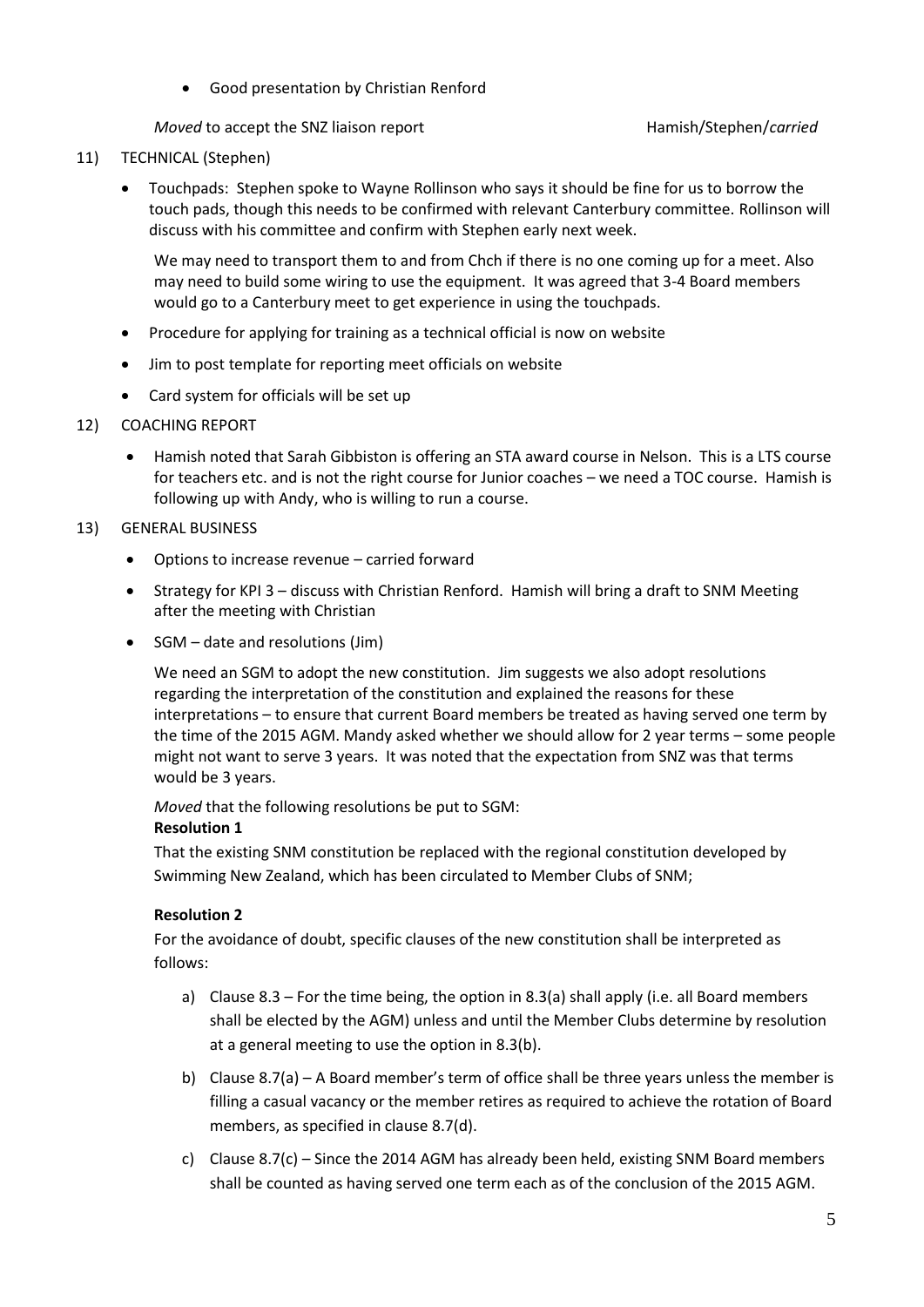- Good presentation by Christian Renford

*Moved* to accept the SNZ liaison report Hamish/Stephen/*carried*

11) TECHNICAL (Stephen)

- Touchpads: Stephen spoke to Wayne Rollinson who says it should be fine for us to borrow the touch pads, though this needs to be confirmed with relevant Canterbury committee. Rollinson will discuss with his committee and confirm with Stephen early next week.

  We may need to transport them to and from Chch if there is no one coming up for a meet. Also may need to build some wiring to use the equipment. It was agreed that 3-4 Board members would go to a Canterbury meet to get experience in using the touchpads.

- Procedure for applying for training as a technical official is now on website
- Jim to post template for reporting meet officials on website
- Card system for officials will be set up

12) COACHING REPORT

- Hamish noted that Sarah Gibbiston is offering an STA award course in Nelson. This is a LTS course for teachers etc. and is not the right course for Junior coaches – we need a TOC course. Hamish is following up with Andy, who is willing to run a course.

13) GENERAL BUSINESS

- Options to increase revenue – carried forward
- Strategy for KPI 3 – discuss with Christian Renford. Hamish will bring a draft to SNM Meeting after the meeting with Christian
- SGM – date and resolutions (Jim)

  We need an SGM to adopt the new constitution. Jim suggests we also adopt resolutions regarding the interpretation of the constitution and explained the reasons for these interpretations – to ensure that current Board members be treated as having served one term by the time of the 2015 AGM. Mandy asked whether we should allow for 2 year terms – some people might not want to serve 3 years. It was noted that the expectation from SNZ was that terms would be 3 years.

  *Moved* that the following resolutions be put to SGM:

  **Resolution 1**

  That the existing SNM constitution be replaced with the regional constitution developed by Swimming New Zealand, which has been circulated to Member Clubs of SNM;

  **Resolution 2**

  For the avoidance of doubt, specific clauses of the new constitution shall be interpreted as follows:

  a) Clause 8.3 – For the time being, the option in 8.3(a) shall apply (i.e. all Board members shall be elected by the AGM) unless and until the Member Clubs determine by resolution at a general meeting to use the option in 8.3(b).

  b) Clause 8.7(a) – A Board member's term of office shall be three years unless the member is filling a casual vacancy or the member retires as required to achieve the rotation of Board members, as specified in clause 8.7(d).

  c) Clause 8.7(c) – Since the 2014 AGM has already been held, existing SNM Board members shall be counted as having served one term each as of the conclusion of the 2015 AGM.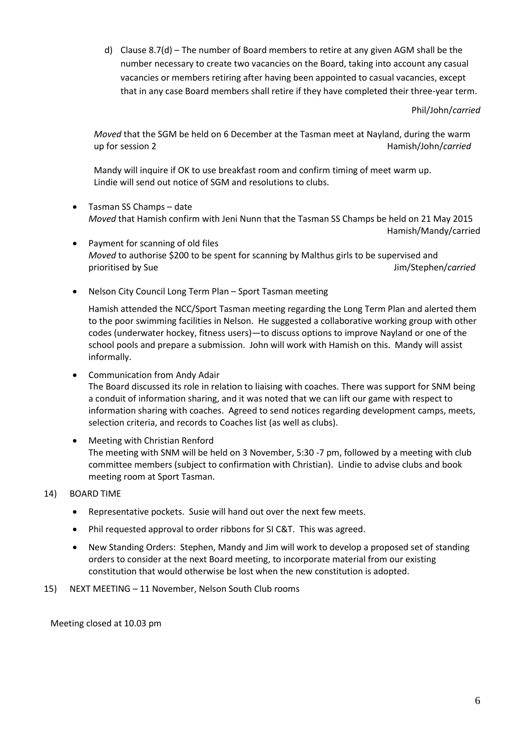d) Clause 8.7(d) – The number of Board members to retire at any given AGM shall be the number necessary to create two vacancies on the Board, taking into account any casual vacancies or members retiring after having been appointed to casual vacancies, except that in any case Board members shall retire if they have completed their three-year term.

Phil/John/*carried*

*Moved* that the SGM be held on 6 December at the Tasman meet at Nayland, during the warm up for session 2 Hamish/John/*carried*

Mandy will inquire if OK to use breakfast room and confirm timing of meet warm up.
Lindie will send out notice of SGM and resolutions to clubs.

- Tasman SS Champs – date
  *Moved* that Hamish confirm with Jeni Nunn that the Tasman SS Champs be held on 21 May 2015 Hamish/Mandy/carried
- Payment for scanning of old files
  *Moved* to authorise $200 to be spent for scanning by Malthus girls to be supervised and prioritised by Sue Jim/Stephen/*carried*
- Nelson City Council Long Term Plan – Sport Tasman meeting

  Hamish attended the NCC/Sport Tasman meeting regarding the Long Term Plan and alerted them to the poor swimming facilities in Nelson. He suggested a collaborative working group with other codes (underwater hockey, fitness users)—to discuss options to improve Nayland or one of the school pools and prepare a submission. John will work with Hamish on this. Mandy will assist informally.
- Communication from Andy Adair
  The Board discussed its role in relation to liaising with coaches. There was support for SNM being a conduit of information sharing, and it was noted that we can lift our game with respect to information sharing with coaches. Agreed to send notices regarding development camps, meets, selection criteria, and records to Coaches list (as well as clubs).
- Meeting with Christian Renford
  The meeting with SNM will be held on 3 November, 5:30 -7 pm, followed by a meeting with club committee members (subject to confirmation with Christian). Lindie to advise clubs and book meeting room at Sport Tasman.

14) BOARD TIME

- Representative pockets. Susie will hand out over the next few meets.
- Phil requested approval to order ribbons for SI C&T. This was agreed.
- New Standing Orders: Stephen, Mandy and Jim will work to develop a proposed set of standing orders to consider at the next Board meeting, to incorporate material from our existing constitution that would otherwise be lost when the new constitution is adopted.

15) NEXT MEETING – 11 November, Nelson South Club rooms

Meeting closed at 10.03 pm